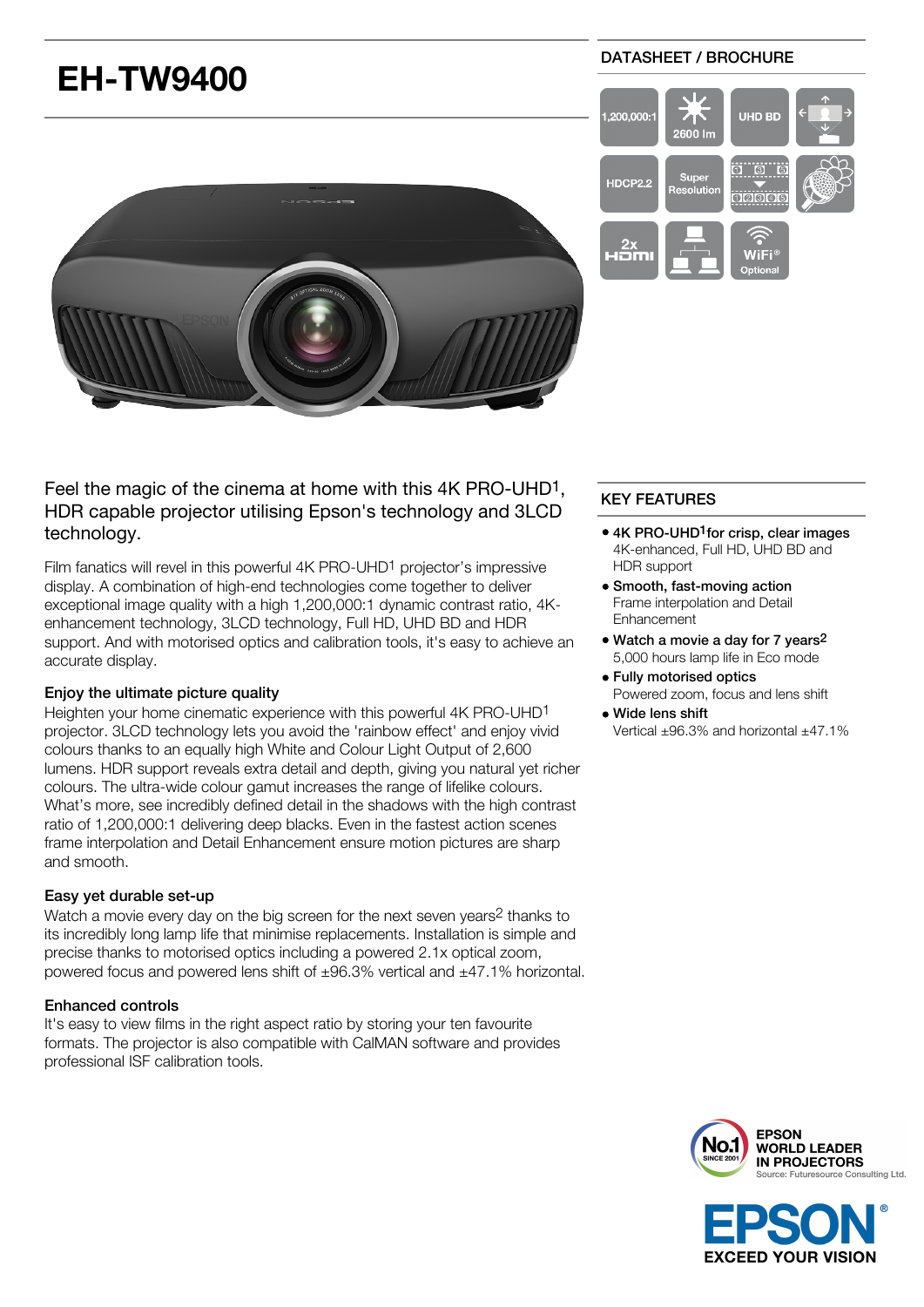# EH-TW9400

DATASHEET / BROCHURE

Feel the magic of the cinema at home with this 4K PRO-UHD[1], HDR capable projector utilising Epson's technology and 3LCD technology.

Film fanatics will revel in this powerful 4K PRO-UHD[1] projector's impressive display. A combination of high-end technologies come together to deliver exceptional image quality with a high 1,200,000:1 dynamic contrast ratio, 4K-enhancement technology, 3LCD technology, Full HD, UHD BD and HDR support. And with motorised optics and calibration tools, it's easy to achieve an accurate display.

### Enjoy the ultimate picture quality

Heighten your home cinematic experience with this powerful 4K PRO-UHD[1] projector. 3LCD technology lets you avoid the 'rainbow effect' and enjoy vivid colours thanks to an equally high White and Colour Light Output of 2,600 lumens. HDR support reveals extra detail and depth, giving you natural yet richer colours. The ultra-wide colour gamut increases the range of lifelike colours. What's more, see incredibly defined detail in the shadows with the high contrast ratio of 1,200,000:1 delivering deep blacks. Even in the fastest action scenes frame interpolation and Detail Enhancement ensure motion pictures are sharp and smooth.

### Easy yet durable set-up

Watch a movie every day on the big screen for the next seven years[2] thanks to its incredibly long lamp life that minimise replacements. Installation is simple and precise thanks to motorised optics including a powered 2.1x optical zoom, powered focus and powered lens shift of ±96.3% vertical and ±47.1% horizontal.

### Enhanced controls

It's easy to view films in the right aspect ratio by storing your ten favourite formats. The projector is also compatible with CalMAN software and provides professional ISF calibration tools.

## KEY FEATURES

- **4K PRO-UHD[1] for crisp, clear images**
  4K-enhanced, Full HD, UHD BD and HDR support
- **Smooth, fast-moving action**
  Frame interpolation and Detail Enhancement
- **Watch a movie a day for 7 years[2]**
  5,000 hours lamp life in Eco mode
- **Fully motorised optics**
  Powered zoom, focus and lens shift
- **Wide lens shift**
  Vertical ±96.3% and horizontal ±47.1%

EPSON WORLD LEADER IN PROJECTORS
Source: Futuresource Consulting Ltd.

EPSON® EXCEED YOUR VISION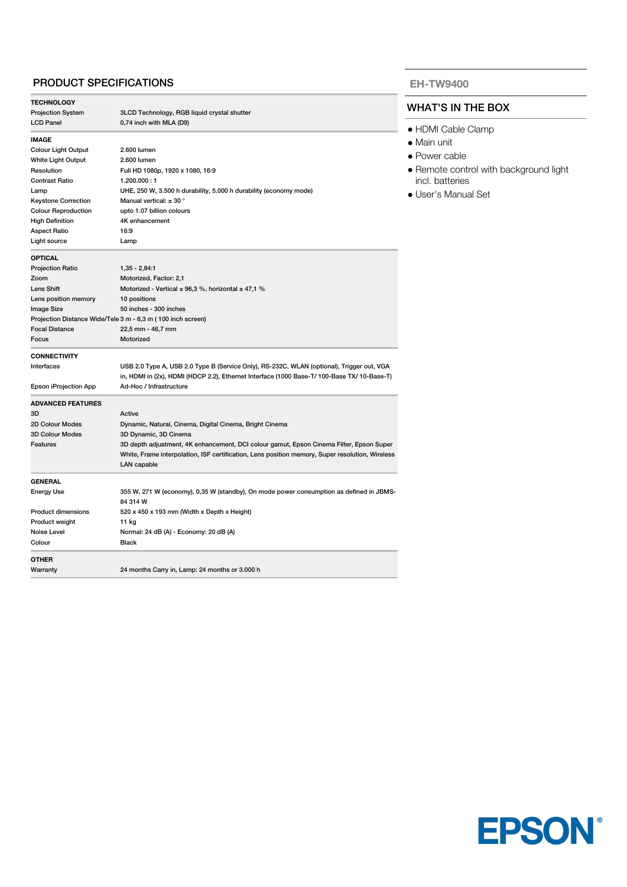## PRODUCT SPECIFICATIONS

| TECHNOLOGY | |
|---|---|
| Projection System | 3LCD Technology, RGB liquid crystal shutter |
| LCD Panel | 0,74 inch with MLA (D9) |

| IMAGE | |
|---|---|
| Colour Light Output | 2.600 lumen |
| White Light Output | 2.600 lumen |
| Resolution | Full HD 1080p, 1920 x 1080, 16:9 |
| Contrast Ratio | 1.200.000 : 1 |
| Lamp | UHE, 250 W, 3.500 h durability, 5.000 h durability (economy mode) |
| Keystone Correction | Manual vertical: ± 30 ° |
| Colour Reproduction | upto 1.07 billion colours |
| High Definition | 4K enhancement |
| Aspect Ratio | 16:9 |
| Light source | Lamp |

| OPTICAL | |
|---|---|
| Projection Ratio | 1,35 - 2,84:1 |
| Zoom | Motorized, Factor: 2,1 |
| Lens Shift | Motorized - Vertical ± 96,3 %, horizontal ± 47,1 % |
| Lens position memory | 10 positions |
| Image Size | 50 inches - 300 inches |
| Projection Distance Wide/Tele | 3 m - 6,3 m ( 100 inch screen) |
| Focal Distance | 22,5 mm - 46,7 mm |
| Focus | Motorized |

| CONNECTIVITY | |
|---|---|
| Interfaces | USB 2.0 Type A, USB 2.0 Type B (Service Only), RS-232C, WLAN (optional), Trigger out, VGA in, HDMI in (2x), HDMI (HDCP 2.2), Ethernet Interface (1000 Base-T/ 100-Base TX/ 10-Base-T) |
| Epson iProjection App | Ad-Hoc / Infrastructure |

| ADVANCED FEATURES | |
|---|---|
| 3D | Active |
| 2D Colour Modes | Dynamic, Natural, Cinema, Digital Cinema, Bright Cinema |
| 3D Colour Modes | 3D Dynamic, 3D Cinema |
| Features | 3D depth adjustment, 4K enhancement, DCI colour gamut, Epson Cinema Filter, Epson Super White, Frame interpolation, ISF certification, Lens position memory, Super resolution, Wireless LAN capable |

| GENERAL | |
|---|---|
| Energy Use | 355 W, 271 W (economy), 0,35 W (standby), On mode power consumption as defined in JBMS-84 314 W |
| Product dimensions | 520 x 450 x 193 mm (Width x Depth x Height) |
| Product weight | 11 kg |
| Noise Level | Normal: 24 dB (A) - Economy: 20 dB (A) |
| Colour | Black |

| OTHER | |
|---|---|
| Warranty | 24 months Carry in, Lamp: 24 months or 3.000 h |

**EH-TW9400**

## WHAT'S IN THE BOX

- HDMI Cable Clamp
- Main unit
- Power cable
- Remote control with background light incl. batteries
- User's Manual Set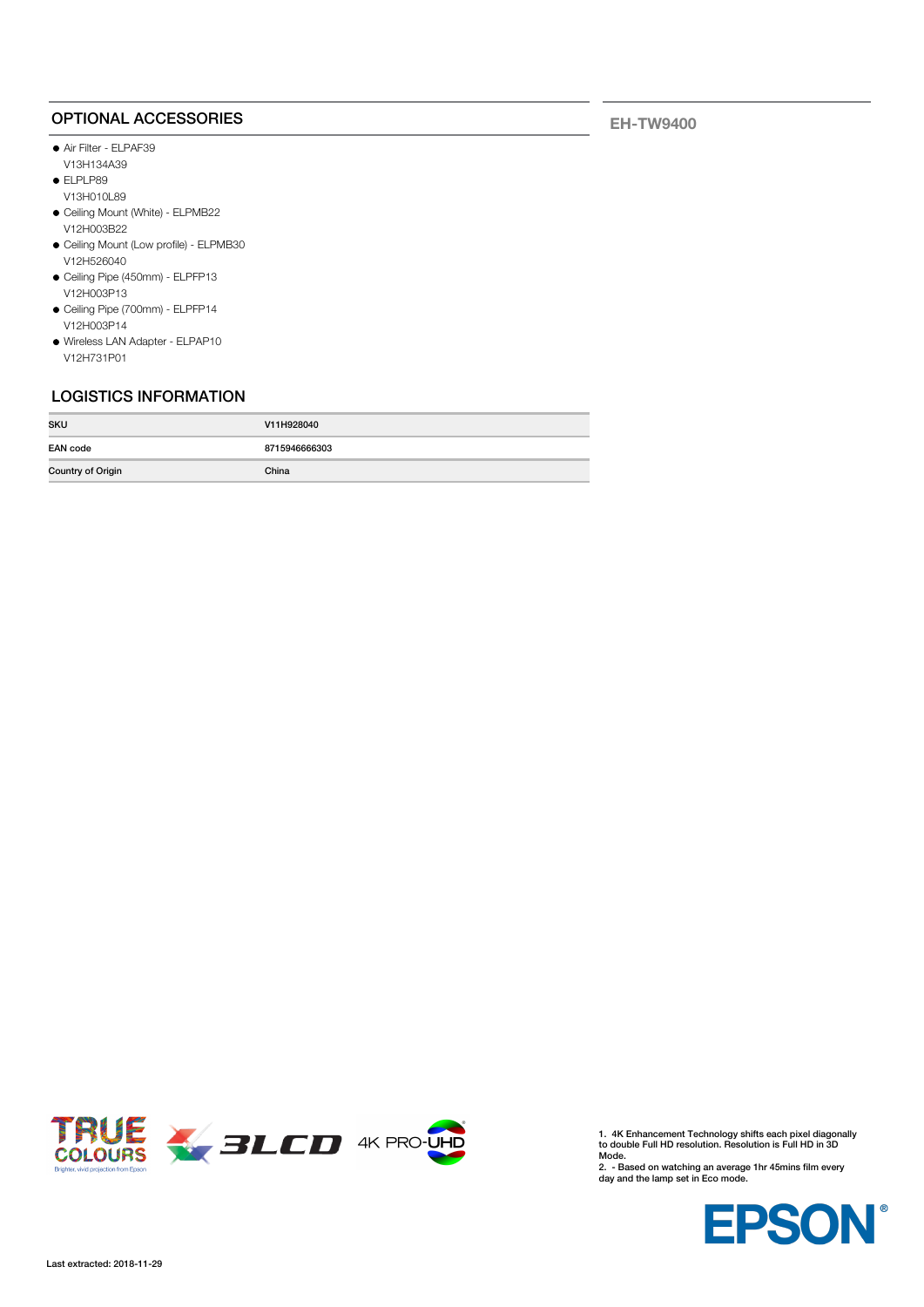## OPTIONAL ACCESSORIES

- Air Filter - ELPAF39
  V13H134A39
- ELPLP89
  V13H010L89
- Ceiling Mount (White) - ELPMB22
  V12H003B22
- Ceiling Mount (Low profile) - ELPMB30
  V12H526040
- Ceiling Pipe (450mm) - ELPFP13
  V12H003P13
- Ceiling Pipe (700mm) - ELPFP14
  V12H003P14
- Wireless LAN Adapter - ELPAP10
  V12H731P01

## LOGISTICS INFORMATION

| | |
|---|---|
| SKU | V11H928040 |
| EAN code | 8715946666303 |
| Country of Origin | China |

1. 4K Enhancement Technology shifts each pixel diagonally to double Full HD resolution. Resolution is Full HD in 3D Mode.
2. - Based on watching an average 1hr 45mins film every day and the lamp set in Eco mode.

Last extracted: 2018-11-29